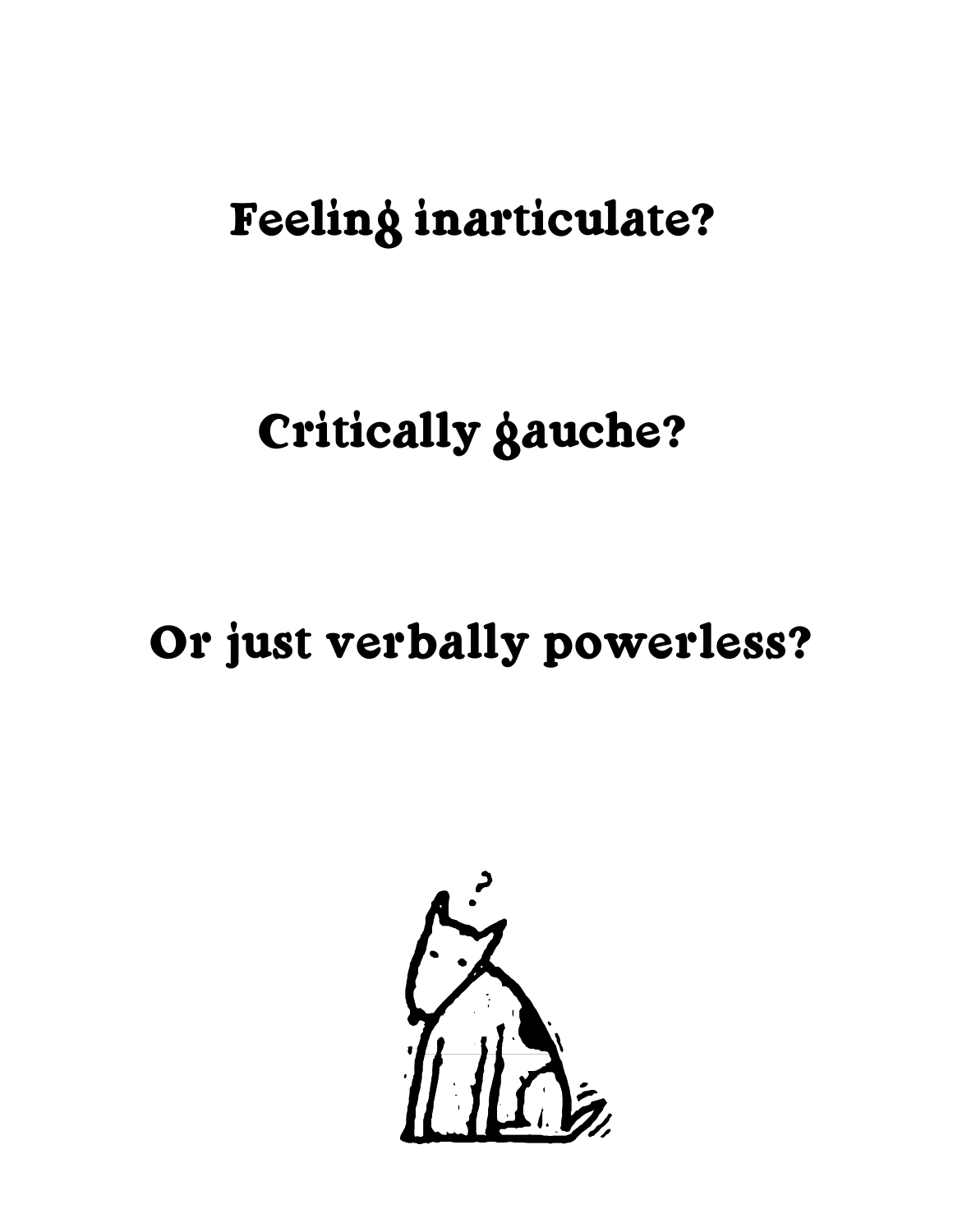Feeling inarticulate?

Critically gauche?

Or just verbally powerless?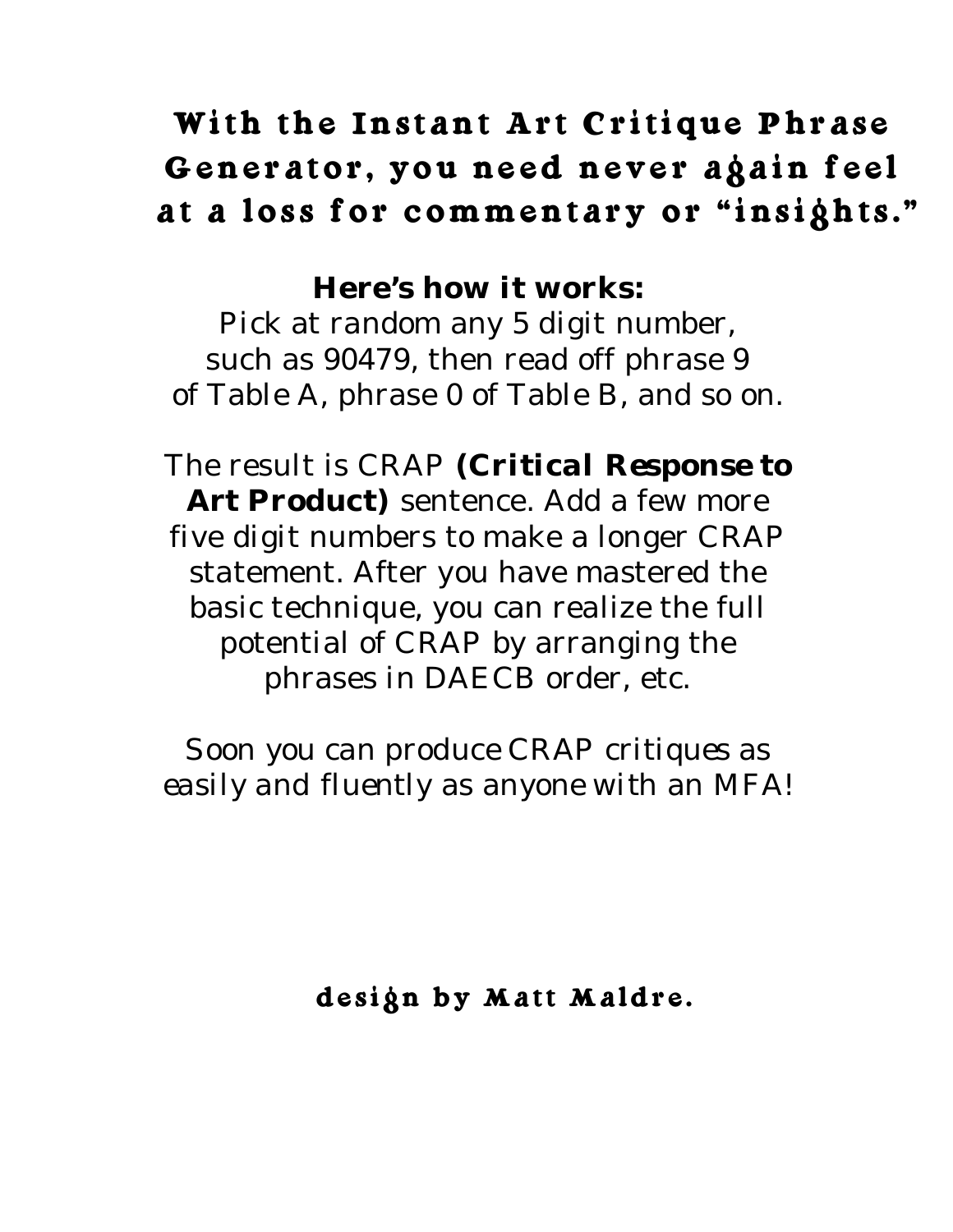# With the Instant Art Critique Phrase Generator, you need never again feel at a loss for commentary or "insights."

**Here's how it works:**

Pick at random any 5 digit number, such as 90479, then read off phrase 9 of Table A, phrase 0 of Table B, and so on.

The result is CRAP **(Critical Response to Art Product)** sentence. Add a few more five digit numbers to make a longer CRAP statement. After you have mastered the basic technique, you can realize the full potential of CRAP by arranging the phrases in DAECB order, etc.

*Soon you can produce CRAP critiques as easily and fluently as anyone with an MFA!*

**design by Matt Maldre.**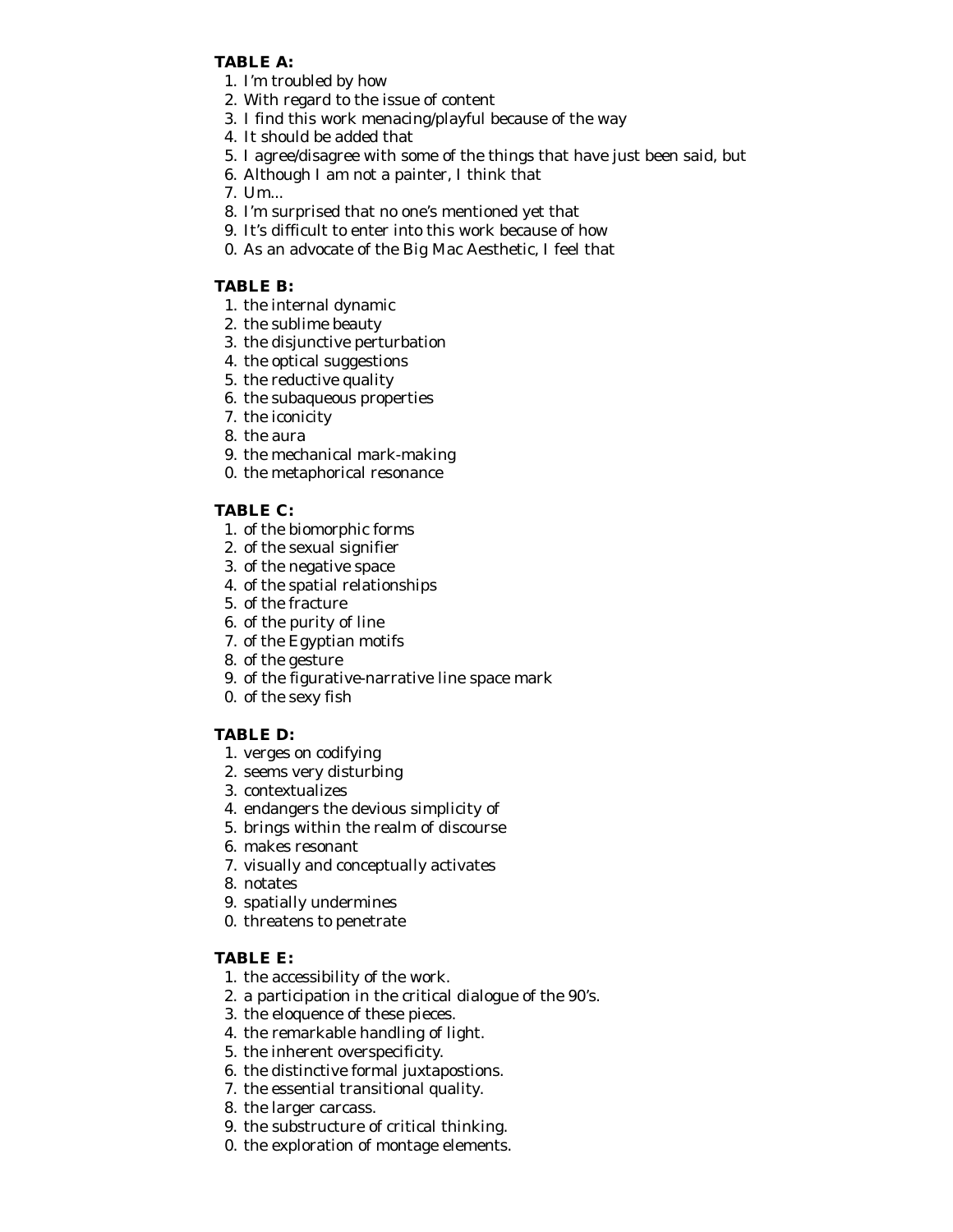**TABLE A:**

1. I'm troubled by how
2. With regard to the issue of content
3. I find this work menacing/playful because of the way
4. It should be added that
5. I agree/disagree with some of the things that have just been said, but
6. Although I am not a painter, I think that
7. Um...
8. I'm surprised that no one's mentioned yet that
9. It's difficult to enter into this work because of how
0. As an advocate of the Big Mac Aesthetic, I feel that

**TABLE B:**

1. the internal dynamic
2. the sublime beauty
3. the disjunctive perturbation
4. the optical suggestions
5. the reductive quality
6. the subaqueous properties
7. the iconicity
8. the aura
9. the mechanical mark-making
0. the metaphorical resonance

**TABLE C:**

1. of the biomorphic forms
2. of the sexual signifier
3. of the negative space
4. of the spatial relationships
5. of the fracture
6. of the purity of line
7. of the Egyptian motifs
8. of the gesture
9. of the figurative-narrative line space mark
0. of the sexy fish

**TABLE D:**

1. verges on codifying
2. seems very disturbing
3. contextualizes
4. endangers the devious simplicity of
5. brings within the realm of discourse
6. makes resonant
7. visually and conceptually activates
8. notates
9. spatially undermines
0. threatens to penetrate

**TABLE E:**

1. the accessibility of the work.
2. a participation in the critical dialogue of the 90's.
3. the eloquence of these pieces.
4. the remarkable handling of light.
5. the inherent overspecificity.
6. the distinctive formal juxtapostions.
7. the essential transitional quality.
8. the larger carcass.
9. the substructure of critical thinking.
0. the exploration of montage elements.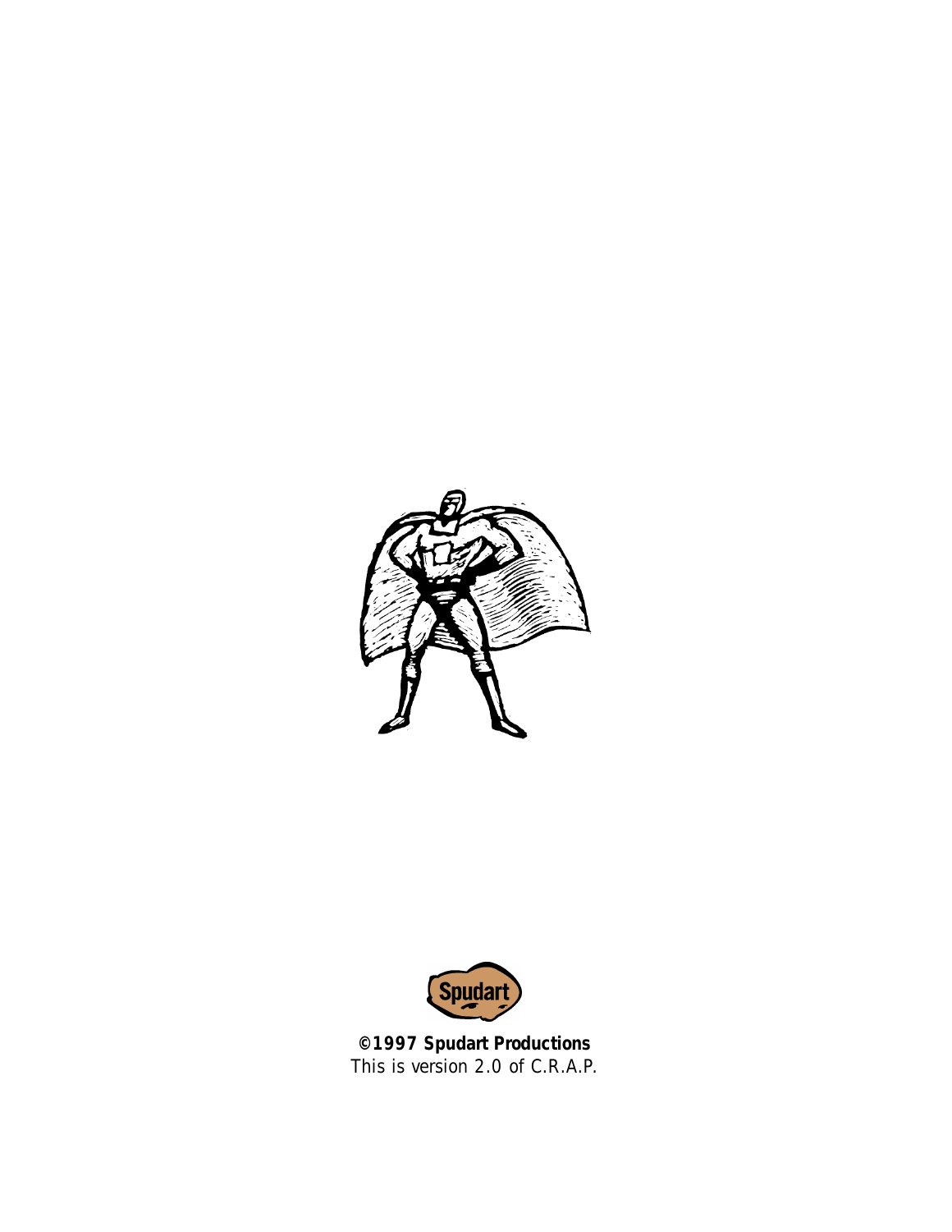**©1997 Spudart Productions**

*This is version 2.0 of C.R.A.P.*